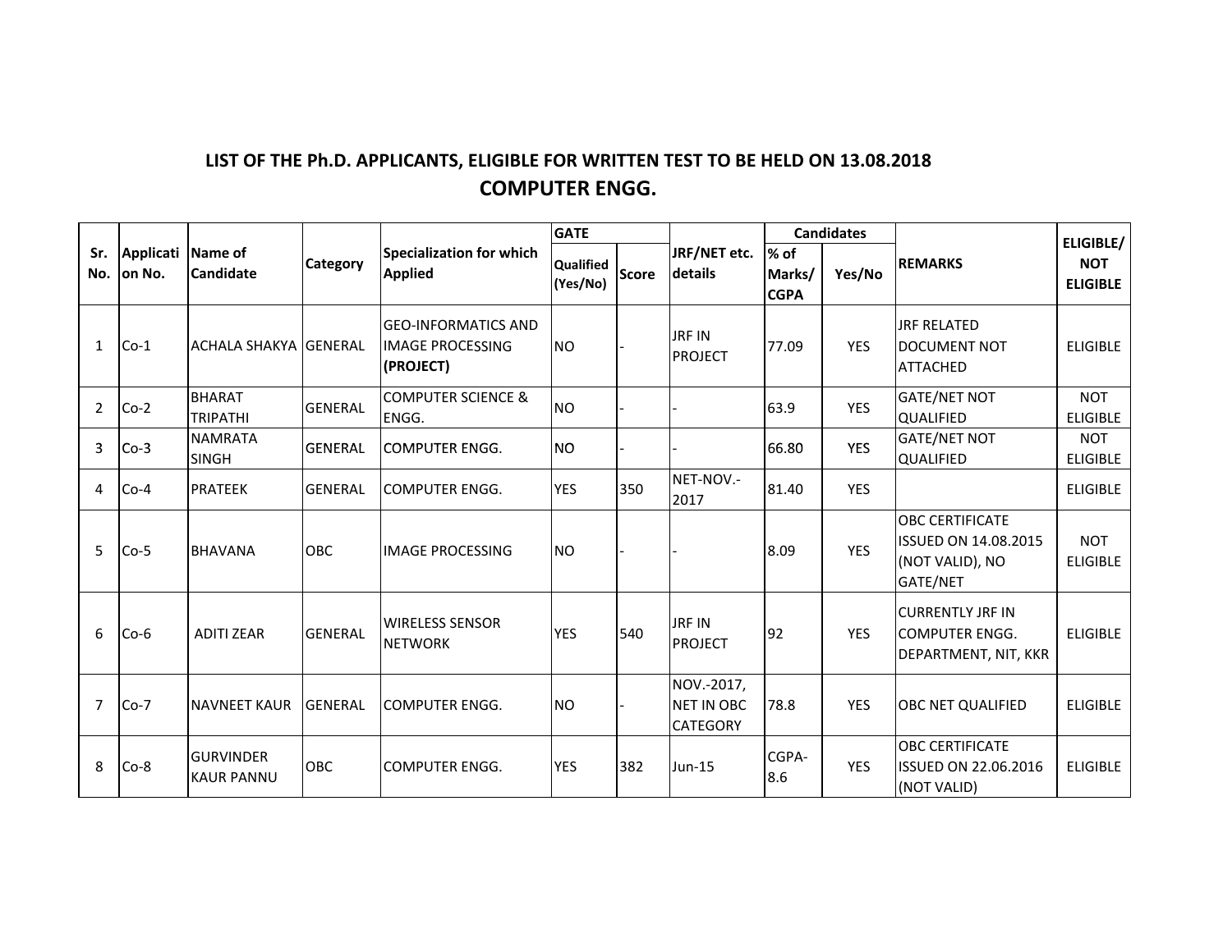## LIST OF THE Ph.D. APPLICANTS, ELIGIBLE FOR WRITTEN TEST TO BE HELD ON 13.08.2018

## COMPUTER ENGG.

| Sr. No. | Application No. | Name of Candidate | Category | Specialization for which Applied | GATE | | JRF/NET etc. details | Candidates | | REMARKS | ELIGIBLE/ NOT ELIGIBLE |
|---|---|---|---|---|---|---|---|---|---|---|---|
| | | | | | Qualified (Yes/No) | Score | | % of Marks/ CGPA | Yes/No | | |
| 1 | Co-1 | ACHALA SHAKYA | GENERAL | GEO-INFORMATICS AND IMAGE PROCESSING **(PROJECT)** | NO | - | JRF IN PROJECT | 77.09 | YES | JRF RELATED DOCUMENT NOT ATTACHED | ELIGIBLE |
| 2 | Co-2 | BHARAT TRIPATHI | GENERAL | COMPUTER SCIENCE & ENGG. | NO | - | - | 63.9 | YES | GATE/NET NOT QUALIFIED | NOT ELIGIBLE |
| 3 | Co-3 | NAMRATA SINGH | GENERAL | COMPUTER ENGG. | NO | - | - | 66.80 | YES | GATE/NET NOT QUALIFIED | NOT ELIGIBLE |
| 4 | Co-4 | PRATEEK | GENERAL | COMPUTER ENGG. | YES | 350 | NET-NOV.-2017 | 81.40 | YES | | ELIGIBLE |
| 5 | Co-5 | BHAVANA | OBC | IMAGE PROCESSING | NO | - | - | 8.09 | YES | OBC CERTIFICATE ISSUED ON 14.08.2015 (NOT VALID), NO GATE/NET | NOT ELIGIBLE |
| 6 | Co-6 | ADITI ZEAR | GENERAL | WIRELESS SENSOR NETWORK | YES | 540 | JRF IN PROJECT | 92 | YES | CURRENTLY JRF IN COMPUTER ENGG. DEPARTMENT, NIT, KKR | ELIGIBLE |
| 7 | Co-7 | NAVNEET KAUR | GENERAL | COMPUTER ENGG. | NO | - | NOV.-2017, NET IN OBC CATEGORY | 78.8 | YES | OBC NET QUALIFIED | ELIGIBLE |
| 8 | Co-8 | GURVINDER KAUR PANNU | OBC | COMPUTER ENGG. | YES | 382 | Jun-15 | CGPA-8.6 | YES | OBC CERTIFICATE ISSUED ON 22.06.2016 (NOT VALID) | ELIGIBLE |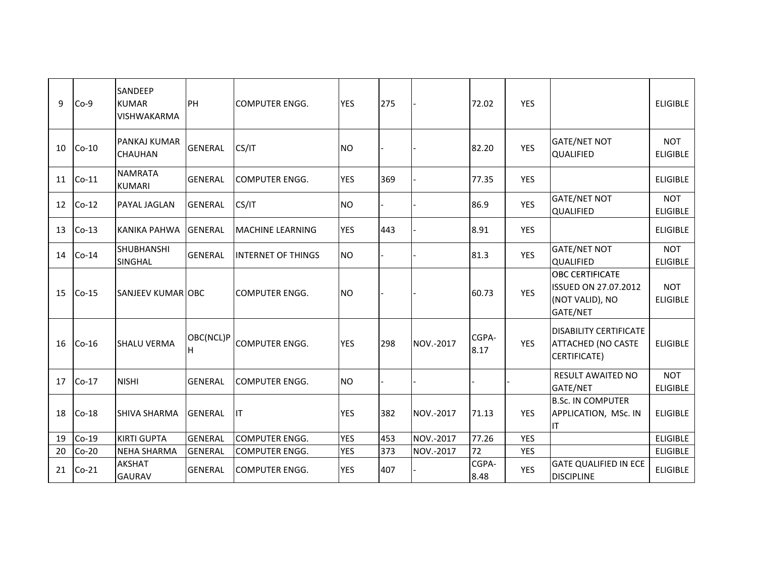| 9 | Co-9 | SANDEEP KUMAR VISHWAKARMA | PH | COMPUTER ENGG. | YES | 275 | - | 72.02 | YES | | ELIGIBLE |
|---|---|---|---|---|---|---|---|---|---|---|---|
| 10 | Co-10 | PANKAJ KUMAR CHAUHAN | GENERAL | CS/IT | NO | - | - | 82.20 | YES | GATE/NET NOT QUALIFIED | NOT ELIGIBLE |
| 11 | Co-11 | NAMRATA KUMARI | GENERAL | COMPUTER ENGG. | YES | 369 | - | 77.35 | YES | | ELIGIBLE |
| 12 | Co-12 | PAYAL JAGLAN | GENERAL | CS/IT | NO | - | - | 86.9 | YES | GATE/NET NOT QUALIFIED | NOT ELIGIBLE |
| 13 | Co-13 | KANIKA PAHWA | GENERAL | MACHINE LEARNING | YES | 443 | - | 8.91 | YES | | ELIGIBLE |
| 14 | Co-14 | SHUBHANSHI SINGHAL | GENERAL | INTERNET OF THINGS | NO | - | - | 81.3 | YES | GATE/NET NOT QUALIFIED | NOT ELIGIBLE |
| 15 | Co-15 | SANJEEV KUMAR | OBC | COMPUTER ENGG. | NO | - | - | 60.73 | YES | OBC CERTIFICATE ISSUED ON 27.07.2012 (NOT VALID), NO GATE/NET | NOT ELIGIBLE |
| 16 | Co-16 | SHALU VERMA | OBC(NCL)PH | COMPUTER ENGG. | YES | 298 | NOV.-2017 | CGPA-8.17 | YES | DISABILITY CERTIFICATE ATTACHED (NO CASTE CERTIFICATE) | ELIGIBLE |
| 17 | Co-17 | NISHI | GENERAL | COMPUTER ENGG. | NO | - | - | - | - | RESULT AWAITED NO GATE/NET | NOT ELIGIBLE |
| 18 | Co-18 | SHIVA SHARMA | GENERAL | IT | YES | 382 | NOV.-2017 | 71.13 | YES | B.Sc. IN COMPUTER APPLICATION, MSc. IN IT | ELIGIBLE |
| 19 | Co-19 | KIRTI GUPTA | GENERAL | COMPUTER ENGG. | YES | 453 | NOV.-2017 | 77.26 | YES | | ELIGIBLE |
| 20 | Co-20 | NEHA SHARMA | GENERAL | COMPUTER ENGG. | YES | 373 | NOV.-2017 | 72 | YES | | ELIGIBLE |
| 21 | Co-21 | AKSHAT GAURAV | GENERAL | COMPUTER ENGG. | YES | 407 | - | CGPA-8.48 | YES | GATE QUALIFIED IN ECE DISCIPLINE | ELIGIBLE |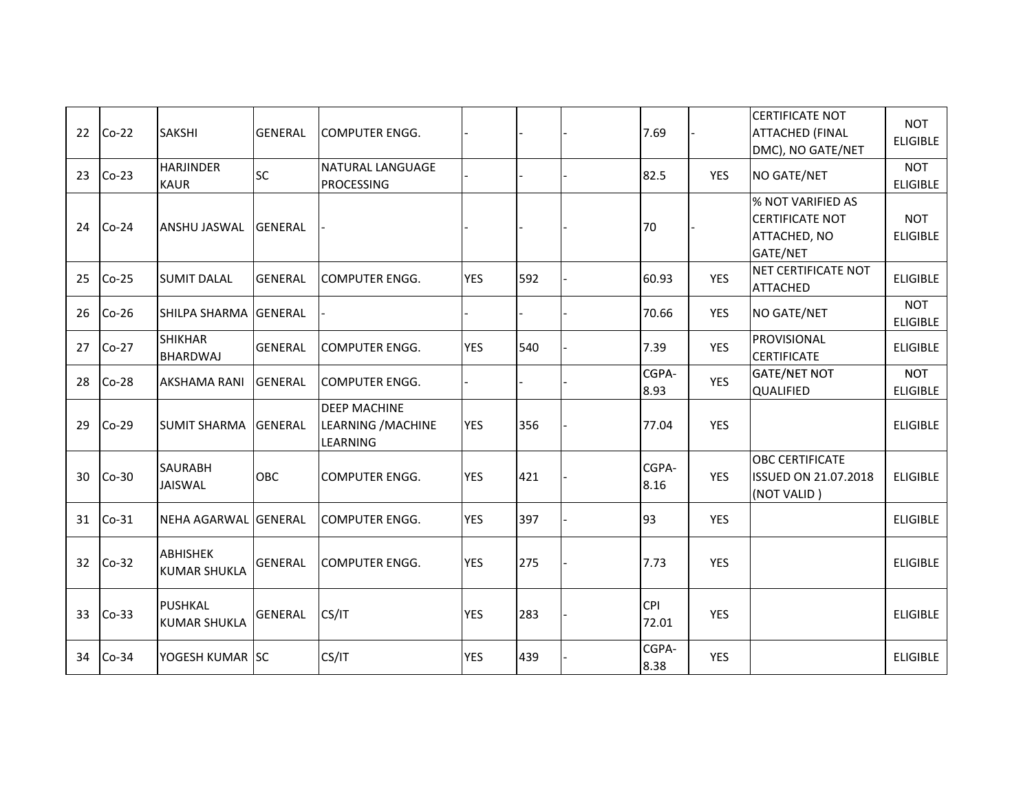| | | | | | | | | | | | |
|---|---|---|---|---|---|---|---|---|---|---|---|
| 22 | Co-22 | SAKSHI | GENERAL | COMPUTER ENGG. | - | - | - | 7.69 | - | CERTIFICATE NOT ATTACHED (FINAL DMC), NO GATE/NET | NOT ELIGIBLE |
| 23 | Co-23 | HARJINDER KAUR | SC | NATURAL LANGUAGE PROCESSING | - | - | - | 82.5 | YES | NO GATE/NET | NOT ELIGIBLE |
| 24 | Co-24 | ANSHU JASWAL | GENERAL | - | - | - | - | 70 | - | % NOT VARIFIED AS CERTIFICATE NOT ATTACHED, NO GATE/NET | NOT ELIGIBLE |
| 25 | Co-25 | SUMIT DALAL | GENERAL | COMPUTER ENGG. | YES | 592 | - | 60.93 | YES | NET CERTIFICATE NOT ATTACHED | ELIGIBLE |
| 26 | Co-26 | SHILPA SHARMA | GENERAL | - | - | - | - | 70.66 | YES | NO GATE/NET | NOT ELIGIBLE |
| 27 | Co-27 | SHIKHAR BHARDWAJ | GENERAL | COMPUTER ENGG. | YES | 540 | - | 7.39 | YES | PROVISIONAL CERTIFICATE | ELIGIBLE |
| 28 | Co-28 | AKSHAMA RANI | GENERAL | COMPUTER ENGG. | - | - | - | CGPA-8.93 | YES | GATE/NET NOT QUALIFIED | NOT ELIGIBLE |
| 29 | Co-29 | SUMIT SHARMA | GENERAL | DEEP MACHINE LEARNING /MACHINE LEARNING | YES | 356 | - | 77.04 | YES | | ELIGIBLE |
| 30 | Co-30 | SAURABH JAISWAL | OBC | COMPUTER ENGG. | YES | 421 | - | CGPA-8.16 | YES | OBC CERTIFICATE ISSUED ON 21.07.2018 (NOT VALID ) | ELIGIBLE |
| 31 | Co-31 | NEHA AGARWAL | GENERAL | COMPUTER ENGG. | YES | 397 | - | 93 | YES | | ELIGIBLE |
| 32 | Co-32 | ABHISHEK KUMAR SHUKLA | GENERAL | COMPUTER ENGG. | YES | 275 | - | 7.73 | YES | | ELIGIBLE |
| 33 | Co-33 | PUSHKAL KUMAR SHUKLA | GENERAL | CS/IT | YES | 283 | - | CPI 72.01 | YES | | ELIGIBLE |
| 34 | Co-34 | YOGESH KUMAR | SC | CS/IT | YES | 439 | - | CGPA-8.38 | YES | | ELIGIBLE |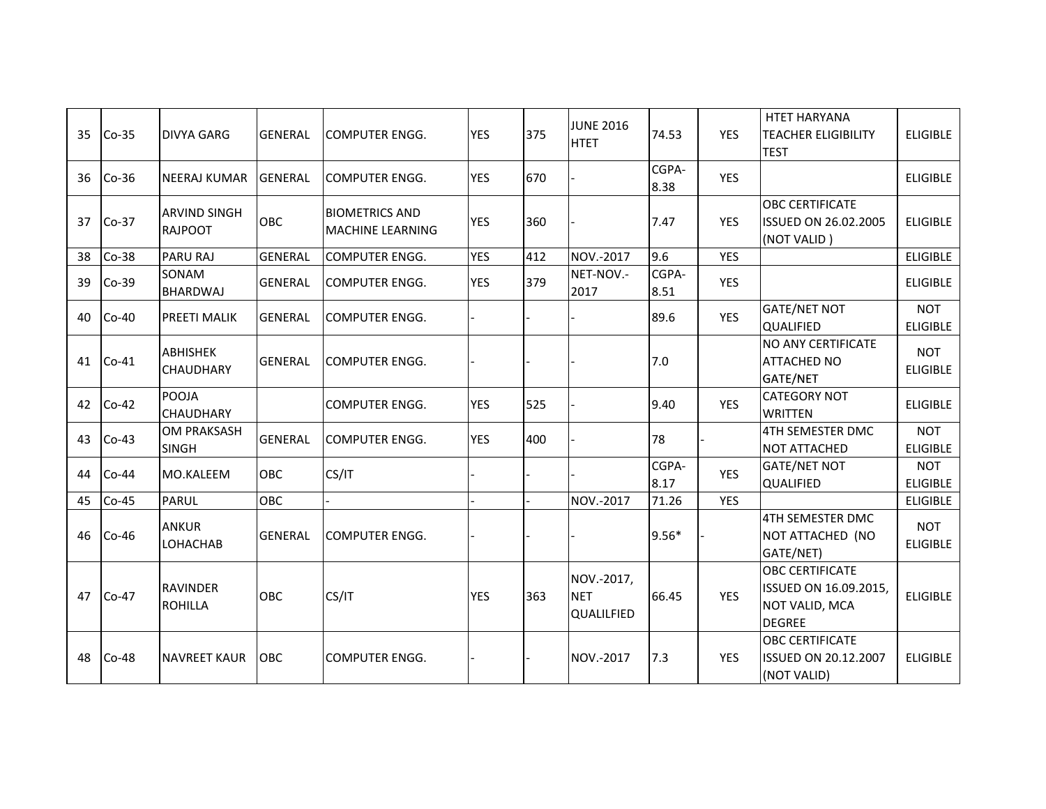| 35 | Co-35 | DIVYA GARG | GENERAL | COMPUTER ENGG. | YES | 375 | JUNE 2016 HTET | 74.53 | YES | HTET HARYANA TEACHER ELIGIBILITY TEST | ELIGIBLE |
|---|---|---|---|---|---|---|---|---|---|---|---|
| 36 | Co-36 | NEERAJ KUMAR | GENERAL | COMPUTER ENGG. | YES | 670 | - | CGPA-8.38 | YES | | ELIGIBLE |
| 37 | Co-37 | ARVIND SINGH RAJPOOT | OBC | BIOMETRICS AND MACHINE LEARNING | YES | 360 | - | 7.47 | YES | OBC CERTIFICATE ISSUED ON 26.02.2005 (NOT VALID ) | ELIGIBLE |
| 38 | Co-38 | PARU RAJ | GENERAL | COMPUTER ENGG. | YES | 412 | NOV.-2017 | 9.6 | YES | | ELIGIBLE |
| 39 | Co-39 | SONAM BHARDWAJ | GENERAL | COMPUTER ENGG. | YES | 379 | NET-NOV.-2017 | CGPA-8.51 | YES | | ELIGIBLE |
| 40 | Co-40 | PREETI MALIK | GENERAL | COMPUTER ENGG. | - | - | - | 89.6 | YES | GATE/NET NOT QUALIFIED | NOT ELIGIBLE |
| 41 | Co-41 | ABHISHEK CHAUDHARY | GENERAL | COMPUTER ENGG. | - | - | - | 7.0 | | NO ANY CERTIFICATE ATTACHED NO GATE/NET | NOT ELIGIBLE |
| 42 | Co-42 | POOJA CHAUDHARY | | COMPUTER ENGG. | YES | 525 | - | 9.40 | YES | CATEGORY NOT WRITTEN | ELIGIBLE |
| 43 | Co-43 | OM PRAKSASH SINGH | GENERAL | COMPUTER ENGG. | YES | 400 | - | 78 | - | 4TH SEMESTER DMC NOT ATTACHED | NOT ELIGIBLE |
| 44 | Co-44 | MO.KALEEM | OBC | CS/IT | - | - | - | CGPA-8.17 | YES | GATE/NET NOT QUALIFIED | NOT ELIGIBLE |
| 45 | Co-45 | PARUL | OBC | - | - | - | NOV.-2017 | 71.26 | YES | | ELIGIBLE |
| 46 | Co-46 | ANKUR LOHACHAB | GENERAL | COMPUTER ENGG. | - | - | - | 9.56* | - | 4TH SEMESTER DMC NOT ATTACHED (NO GATE/NET) | NOT ELIGIBLE |
| 47 | Co-47 | RAVINDER ROHILLA | OBC | CS/IT | YES | 363 | NOV.-2017, NET QUALILFIED | 66.45 | YES | OBC CERTIFICATE ISSUED ON 16.09.2015, NOT VALID, MCA DEGREE | ELIGIBLE |
| 48 | Co-48 | NAVREET KAUR | OBC | COMPUTER ENGG. | - | - | NOV.-2017 | 7.3 | YES | OBC CERTIFICATE ISSUED ON 20.12.2007 (NOT VALID) | ELIGIBLE |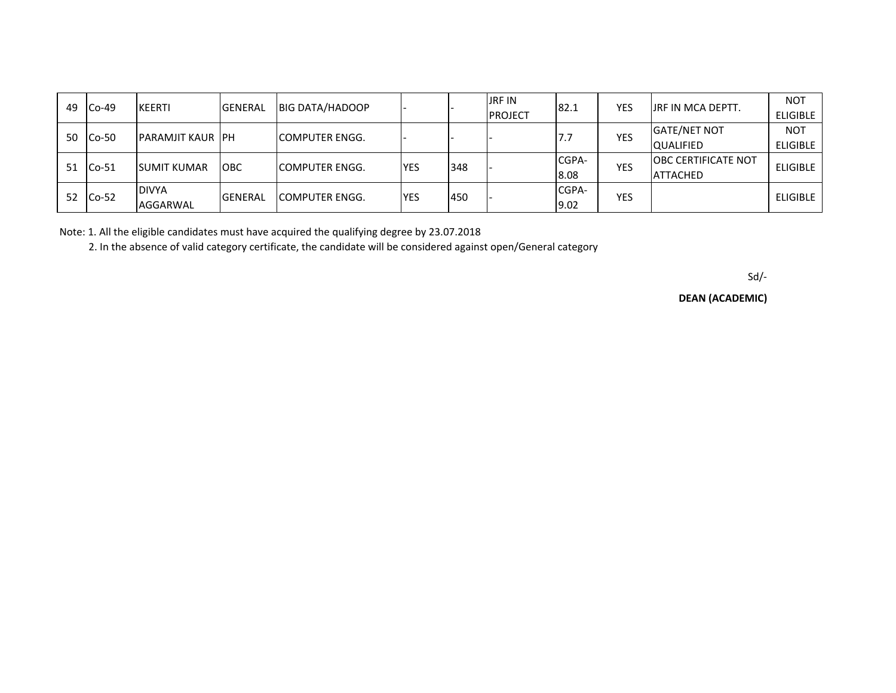| | | | | | | | | | | | |
|---|---|---|---|---|---|---|---|---|---|---|---|
| 49 | Co-49 | KEERTI | GENERAL | BIG DATA/HADOOP | - | - | JRF IN PROJECT | 82.1 | YES | JRF IN MCA DEPTT. | NOT ELIGIBLE |
| 50 | Co-50 | PARAMJIT KAUR | PH | COMPUTER ENGG. | - | - | - | 7.7 | YES | GATE/NET NOT QUALIFIED | NOT ELIGIBLE |
| 51 | Co-51 | SUMIT KUMAR | OBC | COMPUTER ENGG. | YES | 348 | - | CGPA-8.08 | YES | OBC CERTIFICATE NOT ATTACHED | ELIGIBLE |
| 52 | Co-52 | DIVYA AGGARWAL | GENERAL | COMPUTER ENGG. | YES | 450 | - | CGPA-9.02 | YES | | ELIGIBLE |

Note: 1. All the eligible candidates must have acquired the qualifying degree by 23.07.2018

2. In the absence of valid category certificate, the candidate will be considered against open/General category

Sd/-

**DEAN (ACADEMIC)**